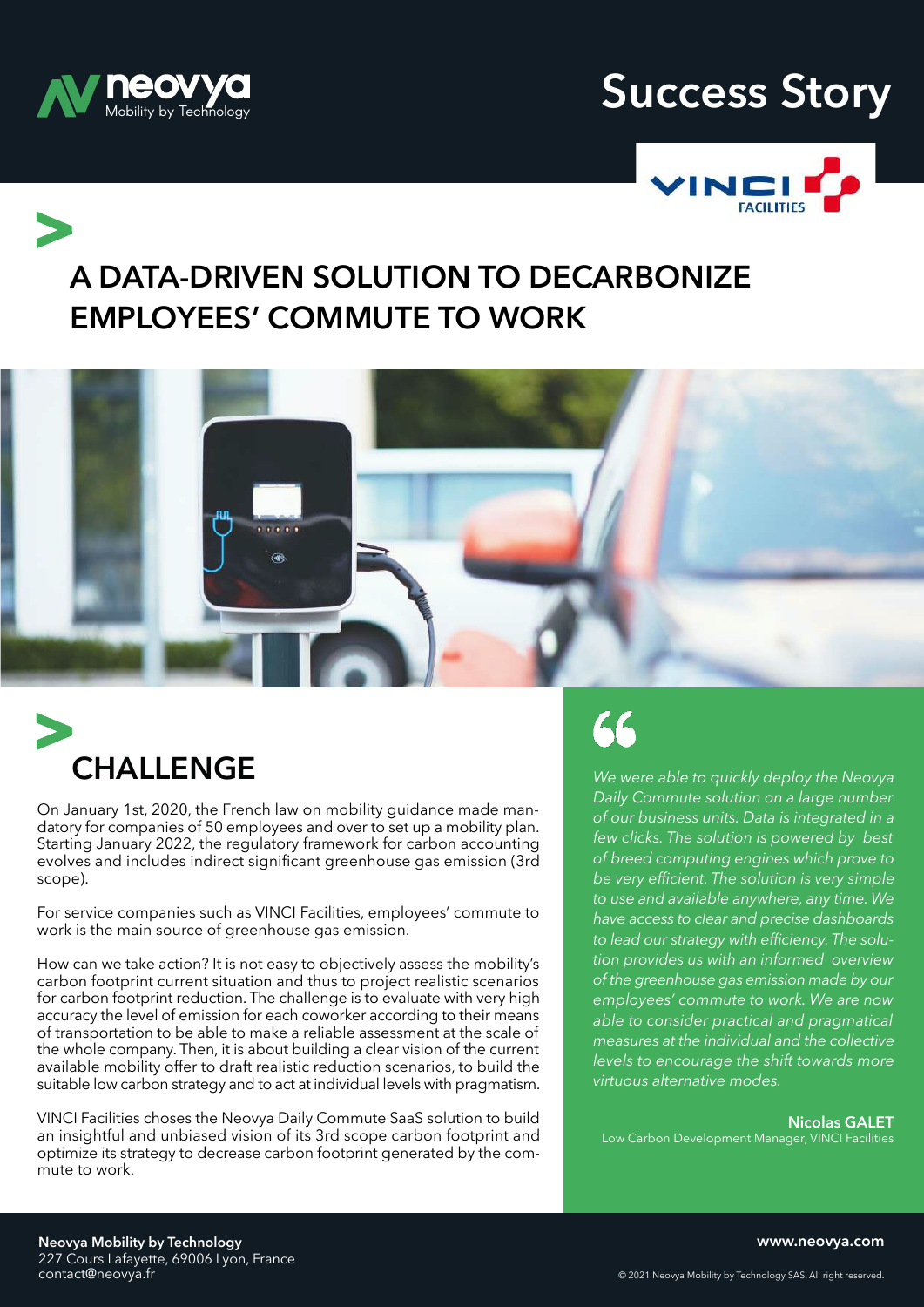# Success Story

## A DATA-DRIVEN SOLUTION TO DECARBONIZE EMPLOYEES' COMMUTE TO WORK

## CHALLENGE

On January 1st, 2020, the French law on mobility guidance made mandatory for companies of 50 employees and over to set up a mobility plan. Starting January 2022, the regulatory framework for carbon accounting evolves and includes indirect significant greenhouse gas emission (3rd scope).

For service companies such as VINCI Facilities, employees' commute to work is the main source of greenhouse gas emission.

How can we take action? It is not easy to objectively assess the mobility's carbon footprint current situation and thus to project realistic scenarios for carbon footprint reduction. The challenge is to evaluate with very high accuracy the level of emission for each coworker according to their means of transportation to be able to make a reliable assessment at the scale of the whole company. Then, it is about building a clear vision of the current available mobility offer to draft realistic reduction scenarios, to build the suitable low carbon strategy and to act at individual levels with pragmatism.

VINCI Facilities choses the Neovya Daily Commute SaaS solution to build an insightful and unbiased vision of its 3rd scope carbon footprint and optimize its strategy to decrease carbon footprint generated by the commute to work.

> *We were able to quickly deploy the Neovya Daily Commute solution on a large number of our business units. Data is integrated in a few clicks. The solution is powered by best of breed computing engines which prove to be very efficient. The solution is very simple to use and available anywhere, any time. We have access to clear and precise dashboards to lead our strategy with efficiency. The solution provides us with an informed overview of the greenhouse gas emission made by our employees' commute to work. We are now able to consider practical and pragmatical measures at the individual and the collective levels to encourage the shift towards more virtuous alternative modes.*
>
> **Nicolas GALET**
> Low Carbon Development Manager, VINCI Facilities

**Neovya Mobility by Technology**
227 Cours Lafayette, 69006 Lyon, France
contact@neovya.fr

**www.neovya.com**

© 2021 Neovya Mobility by Technology SAS. All right reserved.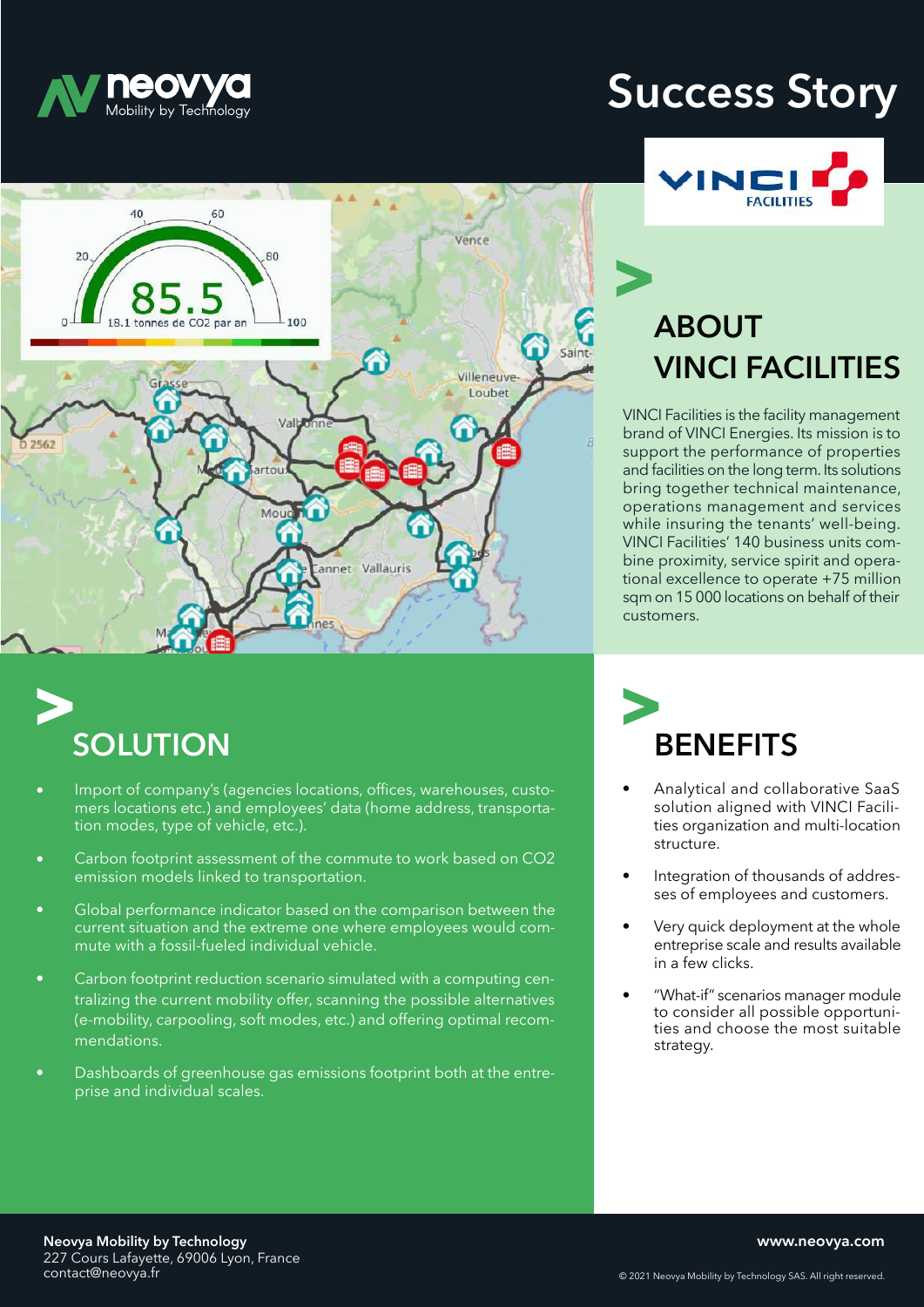# Success Story

## ABOUT VINCI FACILITIES

VINCI Facilities is the facility management brand of VINCI Energies. Its mission is to support the performance of properties and facilities on the long term. Its solutions bring together technical maintenance, operations management and services while insuring the tenants' well-being. VINCI Facilities' 140 business units combine proximity, service spirit and operational excellence to operate +75 million sqm on 15 000 locations on behalf of their customers.

85.5

18.1 tonnes de CO2 par an

## SOLUTION

- Import of company's (agencies locations, offices, warehouses, customers locations etc.) and employees' data (home address, transportation modes, type of vehicle, etc.).
- Carbon footprint assessment of the commute to work based on CO2 emission models linked to transportation.
- Global performance indicator based on the comparison between the current situation and the extreme one where employees would commute with a fossil-fueled individual vehicle.
- Carbon footprint reduction scenario simulated with a computing centralizing the current mobility offer, scanning the possible alternatives (e-mobility, carpooling, soft modes, etc.) and offering optimal recommendations.
- Dashboards of greenhouse gas emissions footprint both at the entreprise and individual scales.

## BENEFITS

- Analytical and collaborative SaaS solution aligned with VINCI Facilities organization and multi-location structure.
- Integration of thousands of addresses of employees and customers.
- Very quick deployment at the whole entreprise scale and results available in a few clicks.
- "What-if" scenarios manager module to consider all possible opportunities and choose the most suitable strategy.

**Neovya Mobility by Technology**
227 Cours Lafayette, 69006 Lyon, France
contact@neovya.fr

**www.neovya.com**

© 2021 Neovya Mobility by Technology SAS. All right reserved.